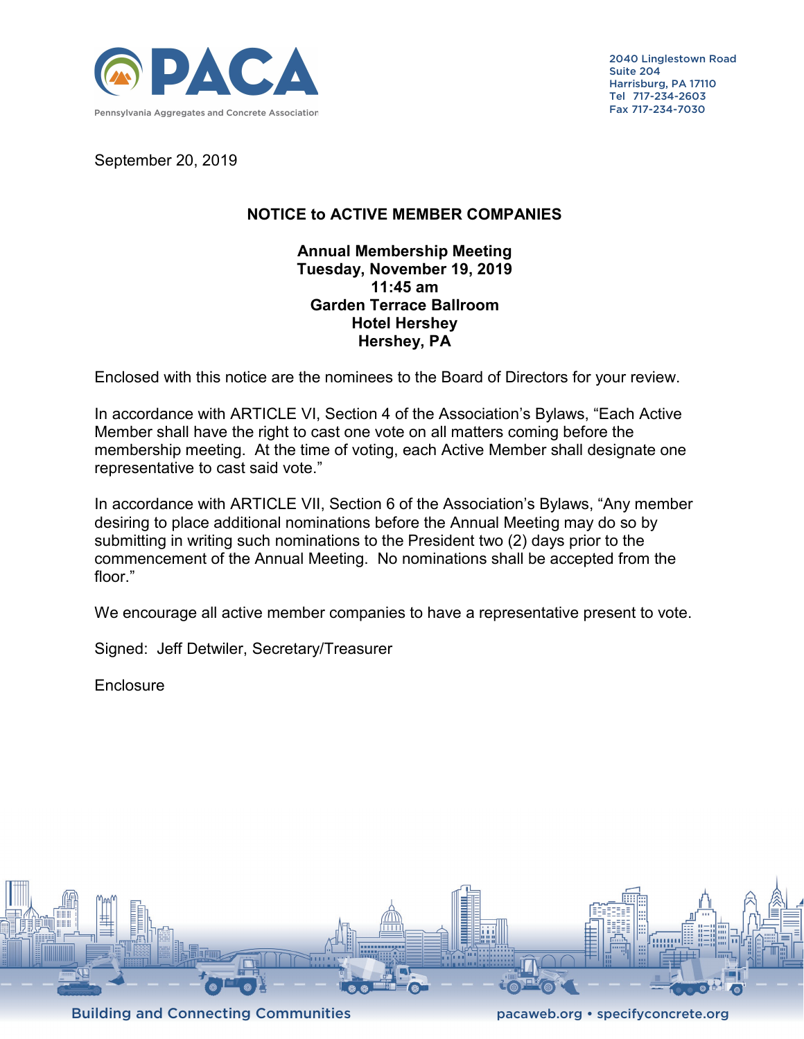PACA

Pennsylvania Aggregates and Concrete Association

2040 Linglestown Road
Suite 204
Harrisburg, PA 17110
Tel 717-234-2603
Fax 717-234-7030

September 20, 2019

## NOTICE to ACTIVE MEMBER COMPANIES

**Annual Membership Meeting**
**Tuesday, November 19, 2019**
**11:45 am**
**Garden Terrace Ballroom**
**Hotel Hershey**
**Hershey, PA**

Enclosed with this notice are the nominees to the Board of Directors for your review.

In accordance with ARTICLE VI, Section 4 of the Association's Bylaws, "Each Active Member shall have the right to cast one vote on all matters coming before the membership meeting. At the time of voting, each Active Member shall designate one representative to cast said vote."

In accordance with ARTICLE VII, Section 6 of the Association's Bylaws, "Any member desiring to place additional nominations before the Annual Meeting may do so by submitting in writing such nominations to the President two (2) days prior to the commencement of the Annual Meeting. No nominations shall be accepted from the floor."

We encourage all active member companies to have a representative present to vote.

Signed: Jeff Detwiler, Secretary/Treasurer

Enclosure

Building and Connecting Communities

pacaweb.org • specifyconcrete.org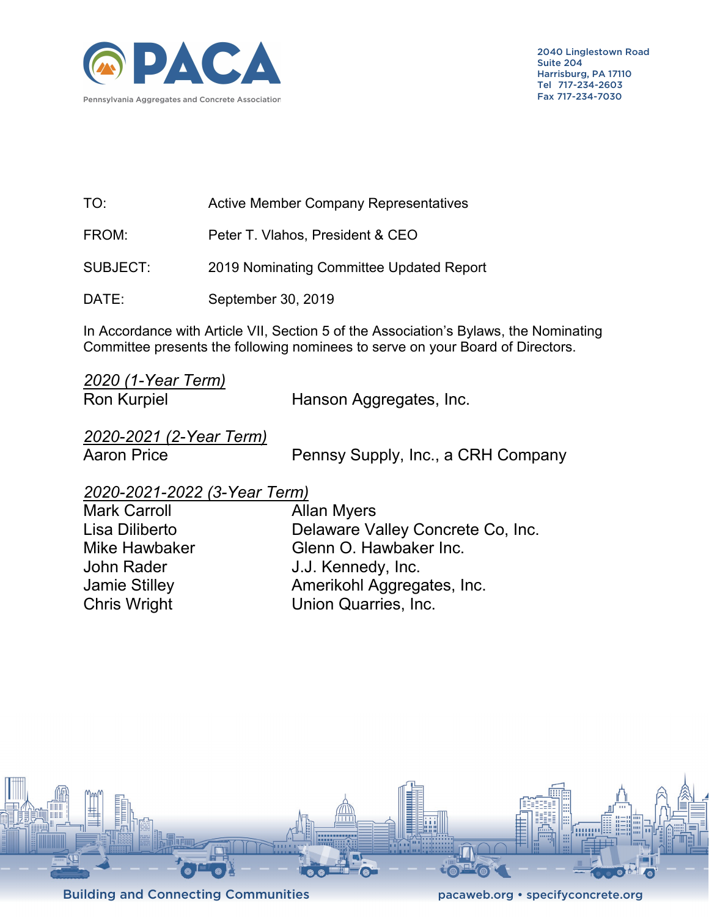TO: Active Member Company Representatives

FROM: Peter T. Vlahos, President & CEO

SUBJECT: 2019 Nominating Committee Updated Report

DATE: September 30, 2019

In Accordance with Article VII, Section 5 of the Association's Bylaws, the Nominating Committee presents the following nominees to serve on your Board of Directors.

*2020 (1-Year Term)*

| | |
|---|---|
| Ron Kurpiel | Hanson Aggregates, Inc. |

*2020-2021 (2-Year Term)*

| | |
|---|---|
| Aaron Price | Pennsy Supply, Inc., a CRH Company |

*2020-2021-2022 (3-Year Term)*

| | |
|---|---|
| Mark Carroll | Allan Myers |
| Lisa Diliberto | Delaware Valley Concrete Co, Inc. |
| Mike Hawbaker | Glenn O. Hawbaker Inc. |
| John Rader | J.J. Kennedy, Inc. |
| Jamie Stilley | Amerikohl Aggregates, Inc. |
| Chris Wright | Union Quarries, Inc. |